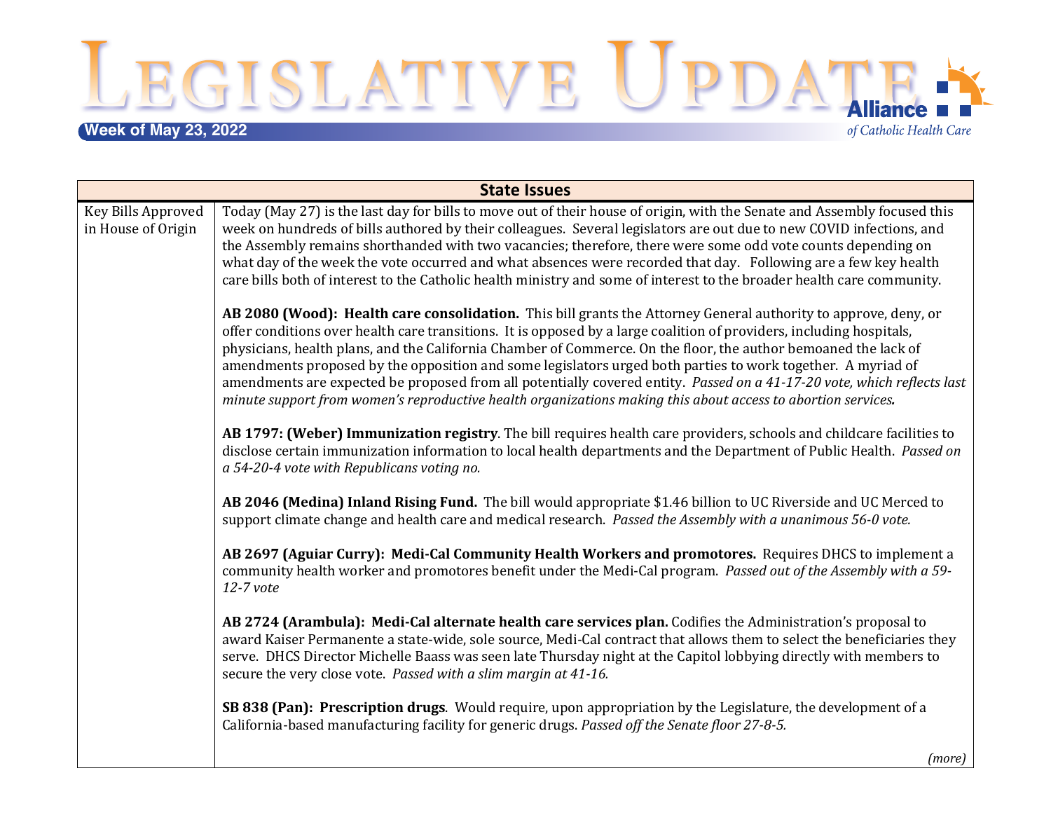# Legislative Update

**Week of May 23, 2022**

Alliance of Catholic Health Care

| State Issues | |
|---|---|
| Key Bills Approved in House of Origin | Today (May 27) is the last day for bills to move out of their house of origin, with the Senate and Assembly focused this week on hundreds of bills authored by their colleagues. Several legislators are out due to new COVID infections, and the Assembly remains shorthanded with two vacancies; therefore, there were some odd vote counts depending on what day of the week the vote occurred and what absences were recorded that day. Following are a few key health care bills both of interest to the Catholic health ministry and some of interest to the broader health care community.<br><br>**AB 2080 (Wood): Health care consolidation.** This bill grants the Attorney General authority to approve, deny, or offer conditions over health care transitions. It is opposed by a large coalition of providers, including hospitals, physicians, health plans, and the California Chamber of Commerce. On the floor, the author bemoaned the lack of amendments proposed by the opposition and some legislators urged both parties to work together. A myriad of amendments are expected be proposed from all potentially covered entity. *Passed on a 41-17-20 vote, which reflects last minute support from women's reproductive health organizations making this about access to abortion services.*<br><br>**AB 1797: (Weber) Immunization registry**. The bill requires health care providers, schools and childcare facilities to disclose certain immunization information to local health departments and the Department of Public Health. *Passed on a 54-20-4 vote with Republicans voting no.*<br><br>**AB 2046 (Medina) Inland Rising Fund.** The bill would appropriate $1.46 billion to UC Riverside and UC Merced to support climate change and health care and medical research. *Passed the Assembly with a unanimous 56-0 vote.*<br><br>**AB 2697 (Aguiar Curry): Medi-Cal Community Health Workers and promotores.** Requires DHCS to implement a community health worker and promotores benefit under the Medi-Cal program. *Passed out of the Assembly with a 59-12-7 vote*<br><br>**AB 2724 (Arambula): Medi-Cal alternate health care services plan.** Codifies the Administration's proposal to award Kaiser Permanente a state-wide, sole source, Medi-Cal contract that allows them to select the beneficiaries they serve. DHCS Director Michelle Baass was seen late Thursday night at the Capitol lobbying directly with members to secure the very close vote. *Passed with a slim margin at 41-16.*<br><br>**SB 838 (Pan): Prescription drugs**. Would require, upon appropriation by the Legislature, the development of a California-based manufacturing facility for generic drugs. *Passed off the Senate floor 27-8-5.*<br><br>*(more)* |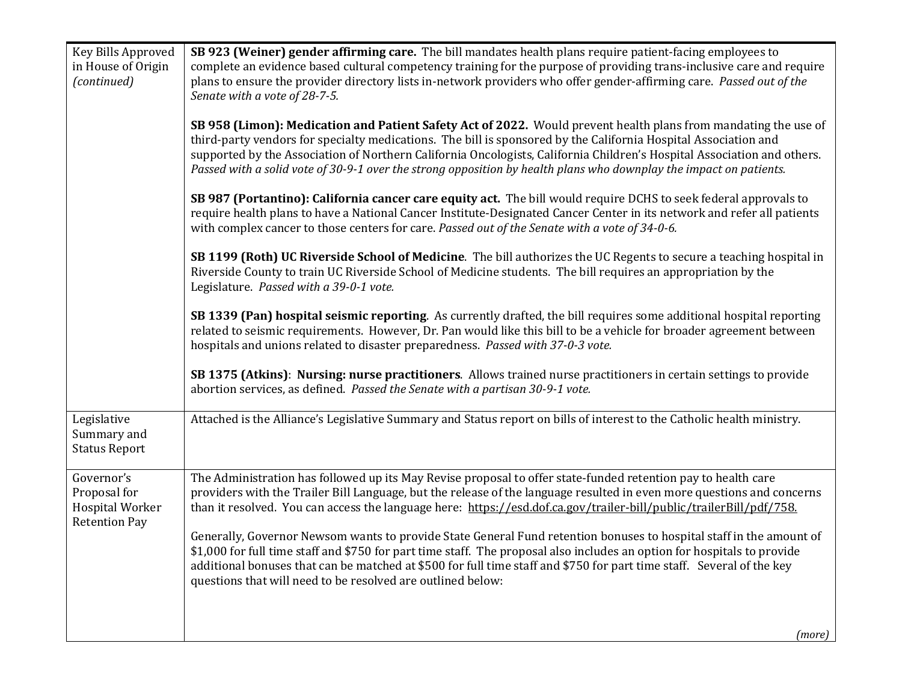| | |
|---|---|
| Key Bills Approved in House of Origin *(continued)* | **SB 923 (Weiner) gender affirming care.** The bill mandates health plans require patient-facing employees to complete an evidence based cultural competency training for the purpose of providing trans-inclusive care and require plans to ensure the provider directory lists in-network providers who offer gender-affirming care. *Passed out of the Senate with a vote of 28-7-5.*<br><br>**SB 958 (Limon): Medication and Patient Safety Act of 2022.** Would prevent health plans from mandating the use of third-party vendors for specialty medications. The bill is sponsored by the California Hospital Association and supported by the Association of Northern California Oncologists, California Children's Hospital Association and others. *Passed with a solid vote of 30-9-1 over the strong opposition by health plans who downplay the impact on patients.*<br><br>**SB 987 (Portantino): California cancer care equity act.** The bill would require DCHS to seek federal approvals to require health plans to have a National Cancer Institute-Designated Cancer Center in its network and refer all patients with complex cancer to those centers for care. *Passed out of the Senate with a vote of 34-0-6.*<br><br>**SB 1199 (Roth) UC Riverside School of Medicine**. The bill authorizes the UC Regents to secure a teaching hospital in Riverside County to train UC Riverside School of Medicine students. The bill requires an appropriation by the Legislature. *Passed with a 39-0-1 vote.*<br><br>**SB 1339 (Pan) hospital seismic reporting**. As currently drafted, the bill requires some additional hospital reporting related to seismic requirements. However, Dr. Pan would like this bill to be a vehicle for broader agreement between hospitals and unions related to disaster preparedness. *Passed with 37-0-3 vote.*<br><br>**SB 1375 (Atkins)**: **Nursing: nurse practitioners**. Allows trained nurse practitioners in certain settings to provide abortion services, as defined. *Passed the Senate with a partisan 30-9-1 vote.* |
| Legislative Summary and Status Report | Attached is the Alliance's Legislative Summary and Status report on bills of interest to the Catholic health ministry. |
| Governor's Proposal for Hospital Worker Retention Pay | The Administration has followed up its May Revise proposal to offer state-funded retention pay to health care providers with the Trailer Bill Language, but the release of the language resulted in even more questions and concerns than it resolved. You can access the language here: https://esd.dof.ca.gov/trailer-bill/public/trailerBill/pdf/758.<br><br>Generally, Governor Newsom wants to provide State General Fund retention bonuses to hospital staff in the amount of $1,000 for full time staff and $750 for part time staff. The proposal also includes an option for hospitals to provide additional bonuses that can be matched at $500 for full time staff and $750 for part time staff. Several of the key questions that will need to be resolved are outlined below:<br><br>*(more)* |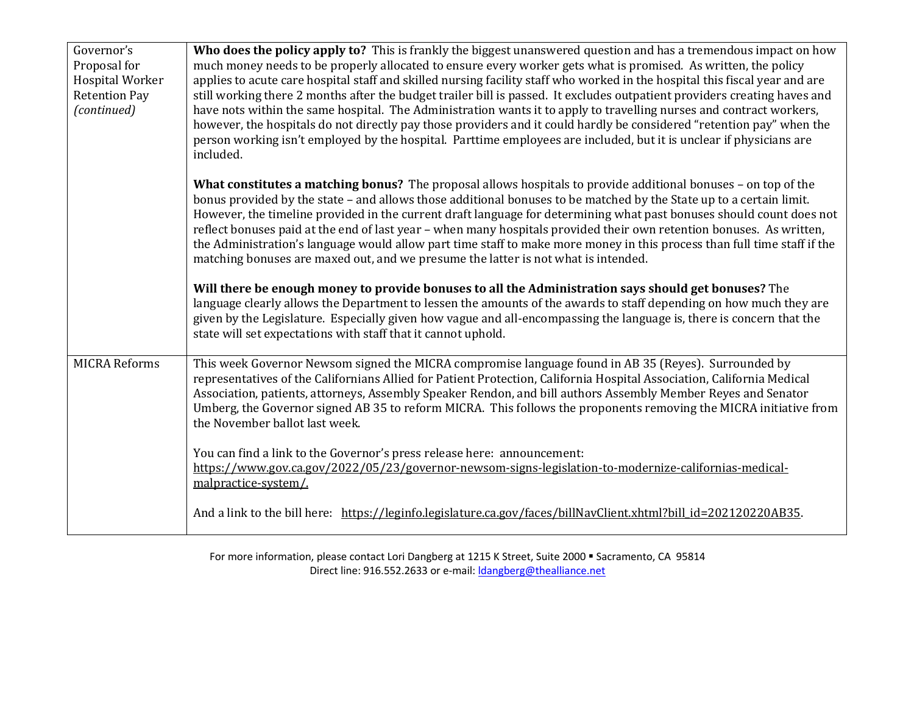| | |
|---|---|
| Governor's Proposal for Hospital Worker Retention Pay *(continued)* | **Who does the policy apply to?** This is frankly the biggest unanswered question and has a tremendous impact on how much money needs to be properly allocated to ensure every worker gets what is promised. As written, the policy applies to acute care hospital staff and skilled nursing facility staff who worked in the hospital this fiscal year and are still working there 2 months after the budget trailer bill is passed. It excludes outpatient providers creating haves and have nots within the same hospital. The Administration wants it to apply to travelling nurses and contract workers, however, the hospitals do not directly pay those providers and it could hardly be considered "retention pay" when the person working isn't employed by the hospital. Parttime employees are included, but it is unclear if physicians are included.<br><br>**What constitutes a matching bonus?** The proposal allows hospitals to provide additional bonuses – on top of the bonus provided by the state – and allows those additional bonuses to be matched by the State up to a certain limit. However, the timeline provided in the current draft language for determining what past bonuses should count does not reflect bonuses paid at the end of last year – when many hospitals provided their own retention bonuses. As written, the Administration's language would allow part time staff to make more money in this process than full time staff if the matching bonuses are maxed out, and we presume the latter is not what is intended.<br><br>**Will there be enough money to provide bonuses to all the Administration says should get bonuses?** The language clearly allows the Department to lessen the amounts of the awards to staff depending on how much they are given by the Legislature. Especially given how vague and all-encompassing the language is, there is concern that the state will set expectations with staff that it cannot uphold. |
| MICRA Reforms | This week Governor Newsom signed the MICRA compromise language found in AB 35 (Reyes). Surrounded by representatives of the Californians Allied for Patient Protection, California Hospital Association, California Medical Association, patients, attorneys, Assembly Speaker Rendon, and bill authors Assembly Member Reyes and Senator Umberg, the Governor signed AB 35 to reform MICRA. This follows the proponents removing the MICRA initiative from the November ballot last week.<br><br>You can find a link to the Governor's press release here: announcement: https://www.gov.ca.gov/2022/05/23/governor-newsom-signs-legislation-to-modernize-californias-medical-malpractice-system/.<br><br>And a link to the bill here: https://leginfo.legislature.ca.gov/faces/billNavClient.xhtml?bill_id=202120220AB35. |

For more information, please contact Lori Dangberg at 1215 K Street, Suite 2000 ▪ Sacramento, CA 95814
Direct line: 916.552.2633 or e-mail: ldangberg@thealliance.net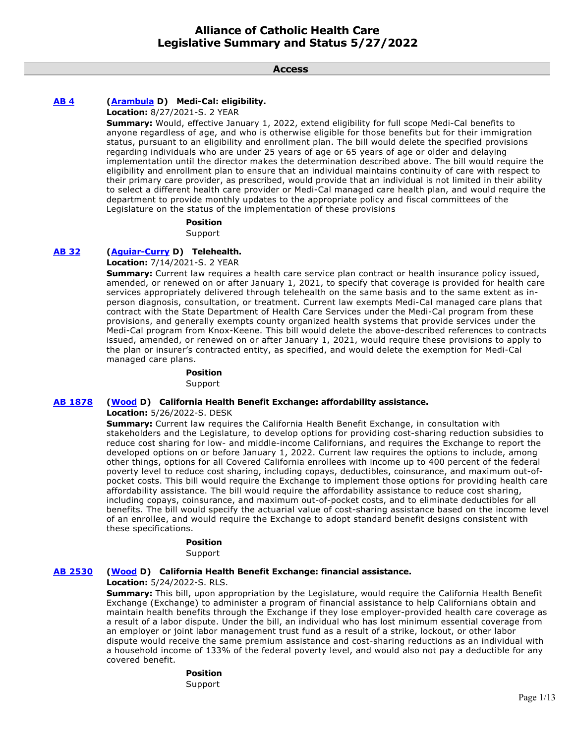# Alliance of Catholic Health Care
# Legislative Summary and Status 5/27/2022

## Access

**AB 4** **(Arambula D) Medi-Cal: eligibility.**

**Location:** 8/27/2021-S. 2 YEAR

**Summary:** Would, effective January 1, 2022, extend eligibility for full scope Medi-Cal benefits to anyone regardless of age, and who is otherwise eligible for those benefits but for their immigration status, pursuant to an eligibility and enrollment plan. The bill would delete the specified provisions regarding individuals who are under 25 years of age or 65 years of age or older and delaying implementation until the director makes the determination described above. The bill would require the eligibility and enrollment plan to ensure that an individual maintains continuity of care with respect to their primary care provider, as prescribed, would provide that an individual is not limited in their ability to select a different health care provider or Medi-Cal managed care health plan, and would require the department to provide monthly updates to the appropriate policy and fiscal committees of the Legislature on the status of the implementation of these provisions

**Position**

Support

**AB 32** **(Aguiar-Curry D) Telehealth.**

**Location:** 7/14/2021-S. 2 YEAR

**Summary:** Current law requires a health care service plan contract or health insurance policy issued, amended, or renewed on or after January 1, 2021, to specify that coverage is provided for health care services appropriately delivered through telehealth on the same basis and to the same extent as in-person diagnosis, consultation, or treatment. Current law exempts Medi-Cal managed care plans that contract with the State Department of Health Care Services under the Medi-Cal program from these provisions, and generally exempts county organized health systems that provide services under the Medi-Cal program from Knox-Keene. This bill would delete the above-described references to contracts issued, amended, or renewed on or after January 1, 2021, would require these provisions to apply to the plan or insurer's contracted entity, as specified, and would delete the exemption for Medi-Cal managed care plans.

**Position**

Support

**AB 1878** **(Wood D) California Health Benefit Exchange: affordability assistance.**

**Location:** 5/26/2022-S. DESK

**Summary:** Current law requires the California Health Benefit Exchange, in consultation with stakeholders and the Legislature, to develop options for providing cost-sharing reduction subsidies to reduce cost sharing for low- and middle-income Californians, and requires the Exchange to report the developed options on or before January 1, 2022. Current law requires the options to include, among other things, options for all Covered California enrollees with income up to 400 percent of the federal poverty level to reduce cost sharing, including copays, deductibles, coinsurance, and maximum out-of-pocket costs. This bill would require the Exchange to implement those options for providing health care affordability assistance. The bill would require the affordability assistance to reduce cost sharing, including copays, coinsurance, and maximum out-of-pocket costs, and to eliminate deductibles for all benefits. The bill would specify the actuarial value of cost-sharing assistance based on the income level of an enrollee, and would require the Exchange to adopt standard benefit designs consistent with these specifications.

**Position**

Support

**AB 2530** **(Wood D) California Health Benefit Exchange: financial assistance.**

**Location:** 5/24/2022-S. RLS.

**Summary:** This bill, upon appropriation by the Legislature, would require the California Health Benefit Exchange (Exchange) to administer a program of financial assistance to help Californians obtain and maintain health benefits through the Exchange if they lose employer-provided health care coverage as a result of a labor dispute. Under the bill, an individual who has lost minimum essential coverage from an employer or joint labor management trust fund as a result of a strike, lockout, or other labor dispute would receive the same premium assistance and cost-sharing reductions as an individual with a household income of 133% of the federal poverty level, and would also not pay a deductible for any covered benefit.

**Position**

Support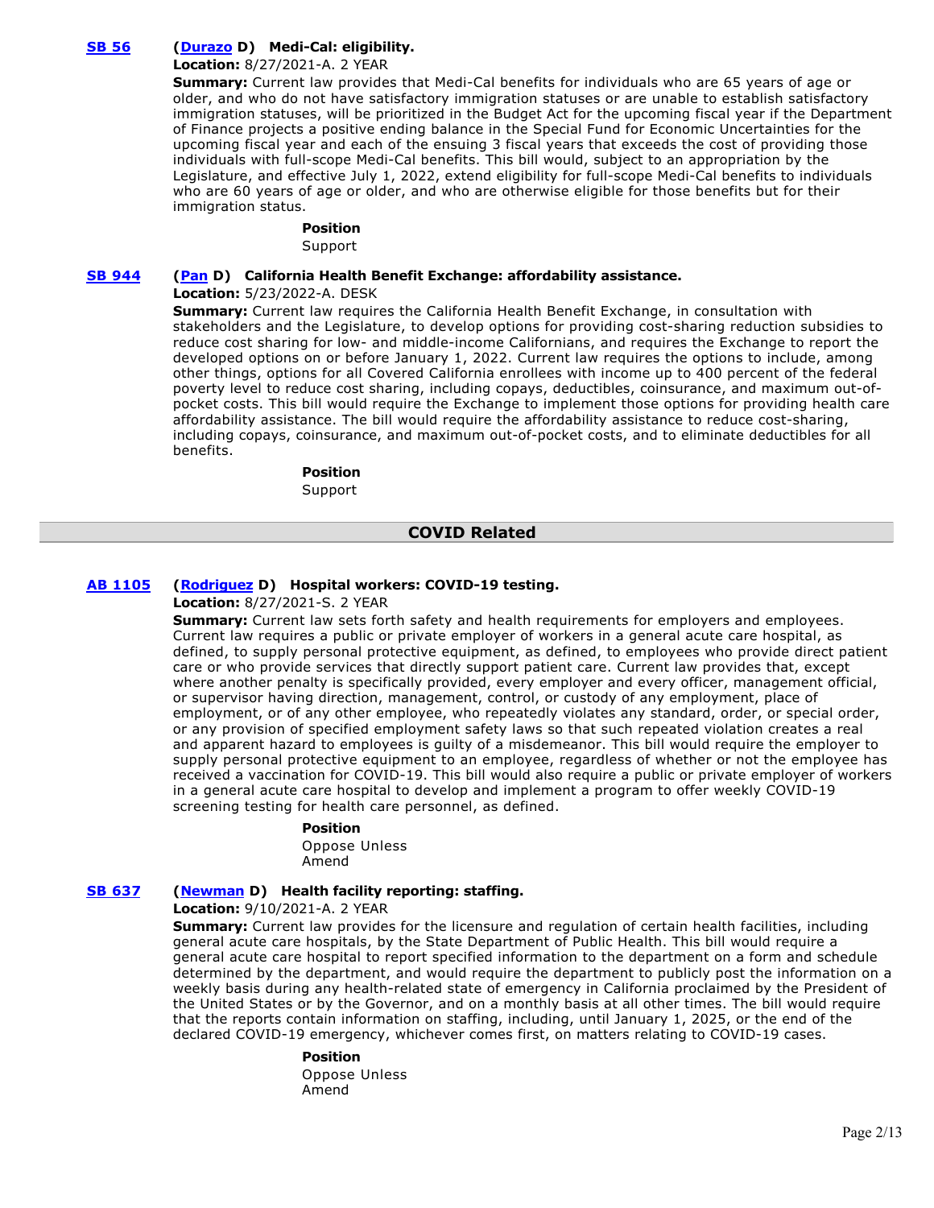**SB 56** **(Durazo D) Medi-Cal: eligibility.**

**Location:** 8/27/2021-A. 2 YEAR

**Summary:** Current law provides that Medi-Cal benefits for individuals who are 65 years of age or older, and who do not have satisfactory immigration statuses or are unable to establish satisfactory immigration statuses, will be prioritized in the Budget Act for the upcoming fiscal year if the Department of Finance projects a positive ending balance in the Special Fund for Economic Uncertainties for the upcoming fiscal year and each of the ensuing 3 fiscal years that exceeds the cost of providing those individuals with full-scope Medi-Cal benefits. This bill would, subject to an appropriation by the Legislature, and effective July 1, 2022, extend eligibility for full-scope Medi-Cal benefits to individuals who are 60 years of age or older, and who are otherwise eligible for those benefits but for their immigration status.

**Position**

Support

**SB 944** **(Pan D) California Health Benefit Exchange: affordability assistance.**

**Location:** 5/23/2022-A. DESK

**Summary:** Current law requires the California Health Benefit Exchange, in consultation with stakeholders and the Legislature, to develop options for providing cost-sharing reduction subsidies to reduce cost sharing for low- and middle-income Californians, and requires the Exchange to report the developed options on or before January 1, 2022. Current law requires the options to include, among other things, options for all Covered California enrollees with income up to 400 percent of the federal poverty level to reduce cost sharing, including copays, deductibles, coinsurance, and maximum out-of-pocket costs. This bill would require the Exchange to implement those options for providing health care affordability assistance. The bill would require the affordability assistance to reduce cost-sharing, including copays, coinsurance, and maximum out-of-pocket costs, and to eliminate deductibles for all benefits.

**Position**

Support

## COVID Related

**AB 1105** **(Rodriguez D) Hospital workers: COVID-19 testing.**

**Location:** 8/27/2021-S. 2 YEAR

**Summary:** Current law sets forth safety and health requirements for employers and employees. Current law requires a public or private employer of workers in a general acute care hospital, as defined, to supply personal protective equipment, as defined, to employees who provide direct patient care or who provide services that directly support patient care. Current law provides that, except where another penalty is specifically provided, every employer and every officer, management official, or supervisor having direction, management, control, or custody of any employment, place of employment, or of any other employee, who repeatedly violates any standard, order, or special order, or any provision of specified employment safety laws so that such repeated violation creates a real and apparent hazard to employees is guilty of a misdemeanor. This bill would require the employer to supply personal protective equipment to an employee, regardless of whether or not the employee has received a vaccination for COVID-19. This bill would also require a public or private employer of workers in a general acute care hospital to develop and implement a program to offer weekly COVID-19 screening testing for health care personnel, as defined.

**Position**

Oppose Unless Amend

**SB 637** **(Newman D) Health facility reporting: staffing.**

**Location:** 9/10/2021-A. 2 YEAR

**Summary:** Current law provides for the licensure and regulation of certain health facilities, including general acute care hospitals, by the State Department of Public Health. This bill would require a general acute care hospital to report specified information to the department on a form and schedule determined by the department, and would require the department to publicly post the information on a weekly basis during any health-related state of emergency in California proclaimed by the President of the United States or by the Governor, and on a monthly basis at all other times. The bill would require that the reports contain information on staffing, including, until January 1, 2025, or the end of the declared COVID-19 emergency, whichever comes first, on matters relating to COVID-19 cases.

**Position**

Oppose Unless Amend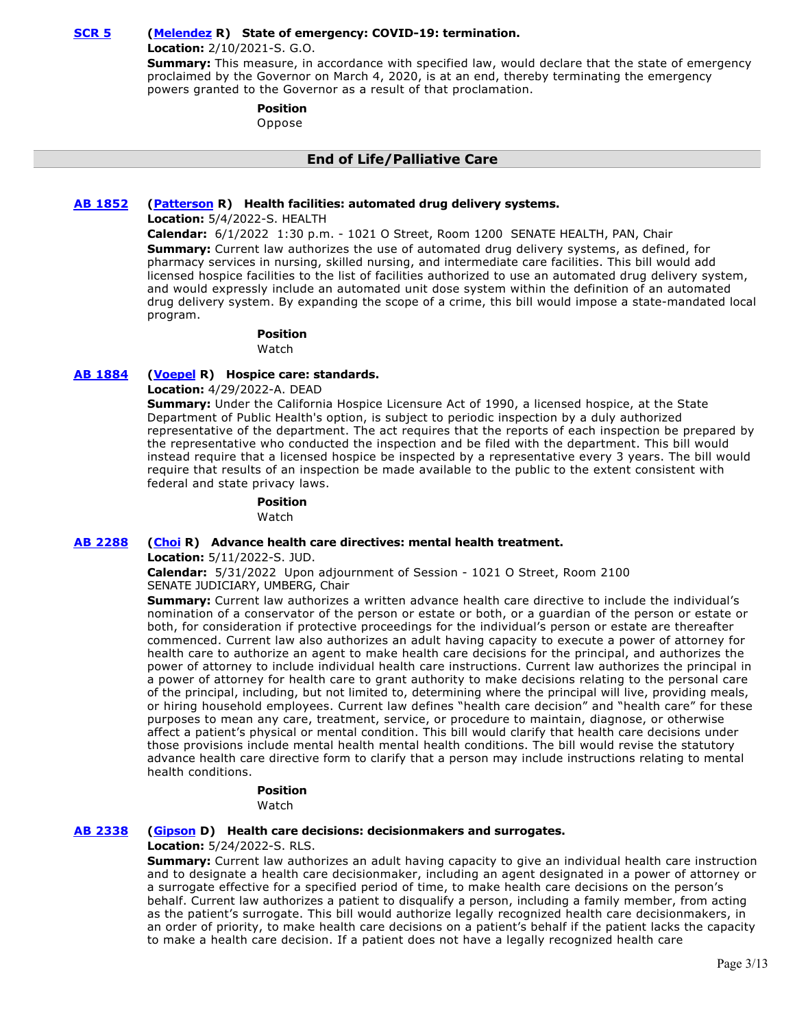**SCR 5** **(Melendez R) State of emergency: COVID-19: termination.**
**Location:** 2/10/2021-S. G.O.
**Summary:** This measure, in accordance with specified law, would declare that the state of emergency proclaimed by the Governor on March 4, 2020, is at an end, thereby terminating the emergency powers granted to the Governor as a result of that proclamation.

**Position**
Oppose

## End of Life/Palliative Care

**AB 1852** **(Patterson R) Health facilities: automated drug delivery systems.**
**Location:** 5/4/2022-S. HEALTH
**Calendar:** 6/1/2022 1:30 p.m. - 1021 O Street, Room 1200 SENATE HEALTH, PAN, Chair
**Summary:** Current law authorizes the use of automated drug delivery systems, as defined, for pharmacy services in nursing, skilled nursing, and intermediate care facilities. This bill would add licensed hospice facilities to the list of facilities authorized to use an automated drug delivery system, and would expressly include an automated unit dose system within the definition of an automated drug delivery system. By expanding the scope of a crime, this bill would impose a state-mandated local program.

**Position**
Watch

**AB 1884** **(Voepel R) Hospice care: standards.**
**Location:** 4/29/2022-A. DEAD
**Summary:** Under the California Hospice Licensure Act of 1990, a licensed hospice, at the State Department of Public Health's option, is subject to periodic inspection by a duly authorized representative of the department. The act requires that the reports of each inspection be prepared by the representative who conducted the inspection and be filed with the department. This bill would instead require that a licensed hospice be inspected by a representative every 3 years. The bill would require that results of an inspection be made available to the public to the extent consistent with federal and state privacy laws.

**Position**
Watch

**AB 2288** **(Choi R) Advance health care directives: mental health treatment.**
**Location:** 5/11/2022-S. JUD.
**Calendar:** 5/31/2022 Upon adjournment of Session - 1021 O Street, Room 2100 SENATE JUDICIARY, UMBERG, Chair
**Summary:** Current law authorizes a written advance health care directive to include the individual's nomination of a conservator of the person or estate or both, or a guardian of the person or estate or both, for consideration if protective proceedings for the individual's person or estate are thereafter commenced. Current law also authorizes an adult having capacity to execute a power of attorney for health care to authorize an agent to make health care decisions for the principal, and authorizes the power of attorney to include individual health care instructions. Current law authorizes the principal in a power of attorney for health care to grant authority to make decisions relating to the personal care of the principal, including, but not limited to, determining where the principal will live, providing meals, or hiring household employees. Current law defines "health care decision" and "health care" for these purposes to mean any care, treatment, service, or procedure to maintain, diagnose, or otherwise affect a patient's physical or mental condition. This bill would clarify that health care decisions under those provisions include mental health mental health conditions. The bill would revise the statutory advance health care directive form to clarify that a person may include instructions relating to mental health conditions.

**Position**
Watch

**AB 2338** **(Gipson D) Health care decisions: decisionmakers and surrogates.**
**Location:** 5/24/2022-S. RLS.
**Summary:** Current law authorizes an adult having capacity to give an individual health care instruction and to designate a health care decisionmaker, including an agent designated in a power of attorney or a surrogate effective for a specified period of time, to make health care decisions on the person's behalf. Current law authorizes a patient to disqualify a person, including a family member, from acting as the patient's surrogate. This bill would authorize legally recognized health care decisionmakers, in an order of priority, to make health care decisions on a patient's behalf if the patient lacks the capacity to make a health care decision. If a patient does not have a legally recognized health care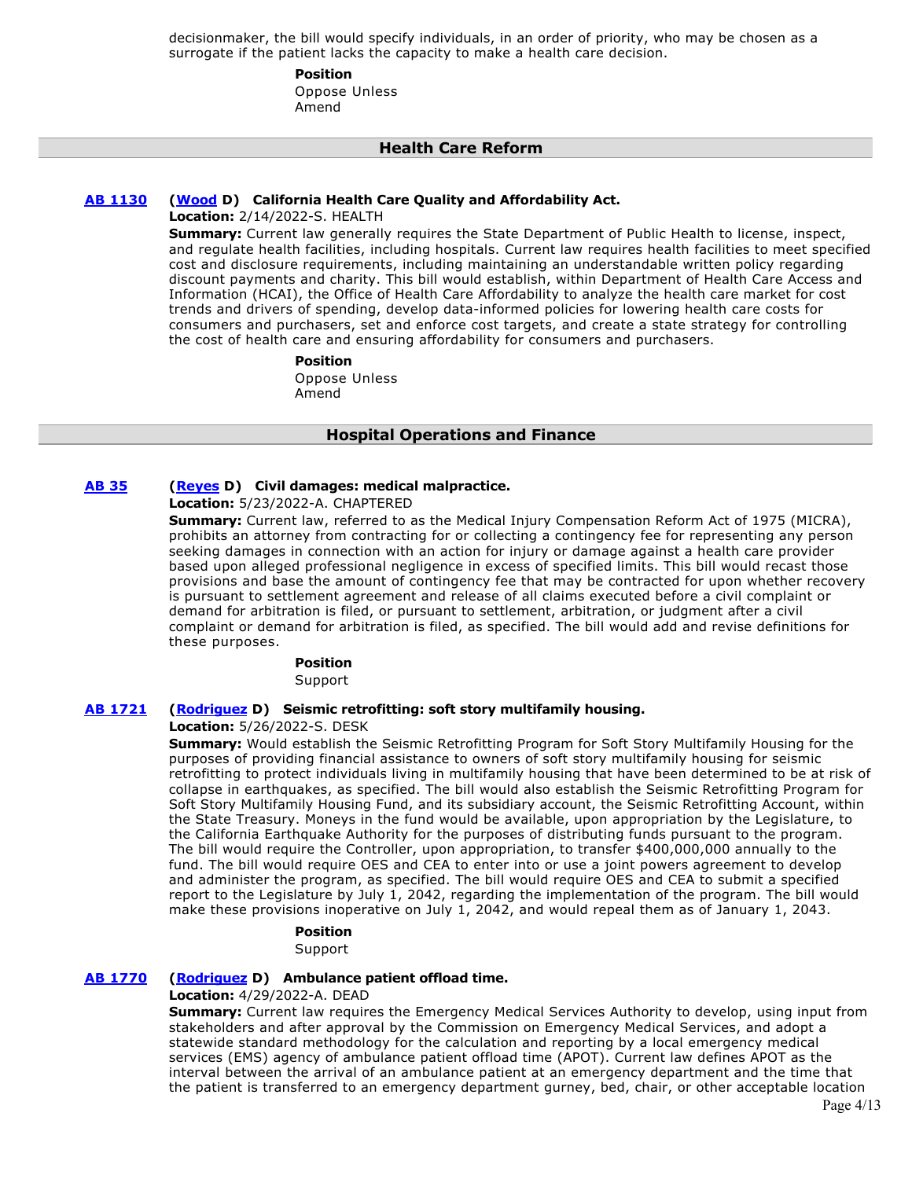decisionmaker, the bill would specify individuals, in an order of priority, who may be chosen as a surrogate if the patient lacks the capacity to make a health care decision.

**Position**
Oppose Unless Amend

## Health Care Reform

**AB 1130** (**Wood** D) **California Health Care Quality and Affordability Act.**
**Location:** 2/14/2022-S. HEALTH
**Summary:** Current law generally requires the State Department of Public Health to license, inspect, and regulate health facilities, including hospitals. Current law requires health facilities to meet specified cost and disclosure requirements, including maintaining an understandable written policy regarding discount payments and charity. This bill would establish, within Department of Health Care Access and Information (HCAI), the Office of Health Care Affordability to analyze the health care market for cost trends and drivers of spending, develop data-informed policies for lowering health care costs for consumers and purchasers, set and enforce cost targets, and create a state strategy for controlling the cost of health care and ensuring affordability for consumers and purchasers.

**Position**
Oppose Unless Amend

## Hospital Operations and Finance

**AB 35** (**Reyes** D) **Civil damages: medical malpractice.**
**Location:** 5/23/2022-A. CHAPTERED
**Summary:** Current law, referred to as the Medical Injury Compensation Reform Act of 1975 (MICRA), prohibits an attorney from contracting for or collecting a contingency fee for representing any person seeking damages in connection with an action for injury or damage against a health care provider based upon alleged professional negligence in excess of specified limits. This bill would recast those provisions and base the amount of contingency fee that may be contracted for upon whether recovery is pursuant to settlement agreement and release of all claims executed before a civil complaint or demand for arbitration is filed, or pursuant to settlement, arbitration, or judgment after a civil complaint or demand for arbitration is filed, as specified. The bill would add and revise definitions for these purposes.

**Position**
Support

**AB 1721** (**Rodriguez** D) **Seismic retrofitting: soft story multifamily housing.**
**Location:** 5/26/2022-S. DESK
**Summary:** Would establish the Seismic Retrofitting Program for Soft Story Multifamily Housing for the purposes of providing financial assistance to owners of soft story multifamily housing for seismic retrofitting to protect individuals living in multifamily housing that have been determined to be at risk of collapse in earthquakes, as specified. The bill would also establish the Seismic Retrofitting Program for Soft Story Multifamily Housing Fund, and its subsidiary account, the Seismic Retrofitting Account, within the State Treasury. Moneys in the fund would be available, upon appropriation by the Legislature, to the California Earthquake Authority for the purposes of distributing funds pursuant to the program. The bill would require the Controller, upon appropriation, to transfer $400,000,000 annually to the fund. The bill would require OES and CEA to enter into or use a joint powers agreement to develop and administer the program, as specified. The bill would require OES and CEA to submit a specified report to the Legislature by July 1, 2042, regarding the implementation of the program. The bill would make these provisions inoperative on July 1, 2042, and would repeal them as of January 1, 2043.

**Position**
Support

**AB 1770** (**Rodriguez** D) **Ambulance patient offload time.**
**Location:** 4/29/2022-A. DEAD
**Summary:** Current law requires the Emergency Medical Services Authority to develop, using input from stakeholders and after approval by the Commission on Emergency Medical Services, and adopt a statewide standard methodology for the calculation and reporting by a local emergency medical services (EMS) agency of ambulance patient offload time (APOT). Current law defines APOT as the interval between the arrival of an ambulance patient at an emergency department and the time that the patient is transferred to an emergency department gurney, bed, chair, or other acceptable location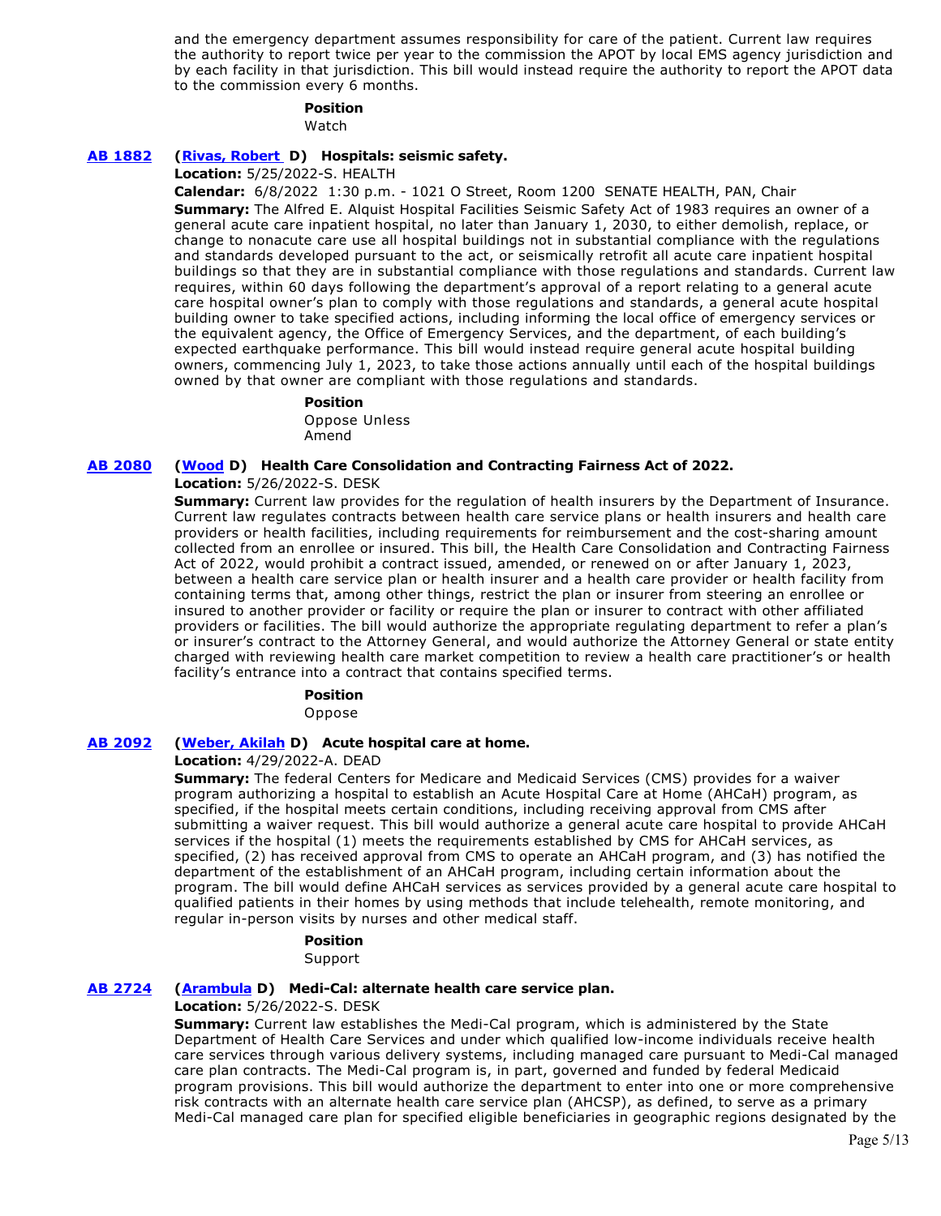and the emergency department assumes responsibility for care of the patient. Current law requires the authority to report twice per year to the commission the APOT by local EMS agency jurisdiction and by each facility in that jurisdiction. This bill would instead require the authority to report the APOT data to the commission every 6 months.

**Position**

Watch

**AB 1882** **(Rivas, Robert D) Hospitals: seismic safety.**

**Location:** 5/25/2022-S. HEALTH

**Calendar:** 6/8/2022 1:30 p.m. - 1021 O Street, Room 1200 SENATE HEALTH, PAN, Chair

**Summary:** The Alfred E. Alquist Hospital Facilities Seismic Safety Act of 1983 requires an owner of a general acute care inpatient hospital, no later than January 1, 2030, to either demolish, replace, or change to nonacute care use all hospital buildings not in substantial compliance with the regulations and standards developed pursuant to the act, or seismically retrofit all acute care inpatient hospital buildings so that they are in substantial compliance with those regulations and standards. Current law requires, within 60 days following the department's approval of a report relating to a general acute care hospital owner's plan to comply with those regulations and standards, a general acute hospital building owner to take specified actions, including informing the local office of emergency services or the equivalent agency, the Office of Emergency Services, and the department, of each building's expected earthquake performance. This bill would instead require general acute hospital building owners, commencing July 1, 2023, to take those actions annually until each of the hospital buildings owned by that owner are compliant with those regulations and standards.

**Position**

Oppose Unless Amend

**AB 2080** **(Wood D) Health Care Consolidation and Contracting Fairness Act of 2022.**

**Location:** 5/26/2022-S. DESK

**Summary:** Current law provides for the regulation of health insurers by the Department of Insurance. Current law regulates contracts between health care service plans or health insurers and health care providers or health facilities, including requirements for reimbursement and the cost-sharing amount collected from an enrollee or insured. This bill, the Health Care Consolidation and Contracting Fairness Act of 2022, would prohibit a contract issued, amended, or renewed on or after January 1, 2023, between a health care service plan or health insurer and a health care provider or health facility from containing terms that, among other things, restrict the plan or insurer from steering an enrollee or insured to another provider or facility or require the plan or insurer to contract with other affiliated providers or facilities. The bill would authorize the appropriate regulating department to refer a plan's or insurer's contract to the Attorney General, and would authorize the Attorney General or state entity charged with reviewing health care market competition to review a health care practitioner's or health facility's entrance into a contract that contains specified terms.

**Position**

Oppose

**AB 2092** **(Weber, Akilah D) Acute hospital care at home.**

**Location:** 4/29/2022-A. DEAD

**Summary:** The federal Centers for Medicare and Medicaid Services (CMS) provides for a waiver program authorizing a hospital to establish an Acute Hospital Care at Home (AHCaH) program, as specified, if the hospital meets certain conditions, including receiving approval from CMS after submitting a waiver request. This bill would authorize a general acute care hospital to provide AHCaH services if the hospital (1) meets the requirements established by CMS for AHCaH services, as specified, (2) has received approval from CMS to operate an AHCaH program, and (3) has notified the department of the establishment of an AHCaH program, including certain information about the program. The bill would define AHCaH services as services provided by a general acute care hospital to qualified patients in their homes by using methods that include telehealth, remote monitoring, and regular in-person visits by nurses and other medical staff.

**Position**

Support

**AB 2724** **(Arambula D) Medi-Cal: alternate health care service plan.**

**Location:** 5/26/2022-S. DESK

**Summary:** Current law establishes the Medi-Cal program, which is administered by the State Department of Health Care Services and under which qualified low-income individuals receive health care services through various delivery systems, including managed care pursuant to Medi-Cal managed care plan contracts. The Medi-Cal program is, in part, governed and funded by federal Medicaid program provisions. This bill would authorize the department to enter into one or more comprehensive risk contracts with an alternate health care service plan (AHCSP), as defined, to serve as a primary Medi-Cal managed care plan for specified eligible beneficiaries in geographic regions designated by the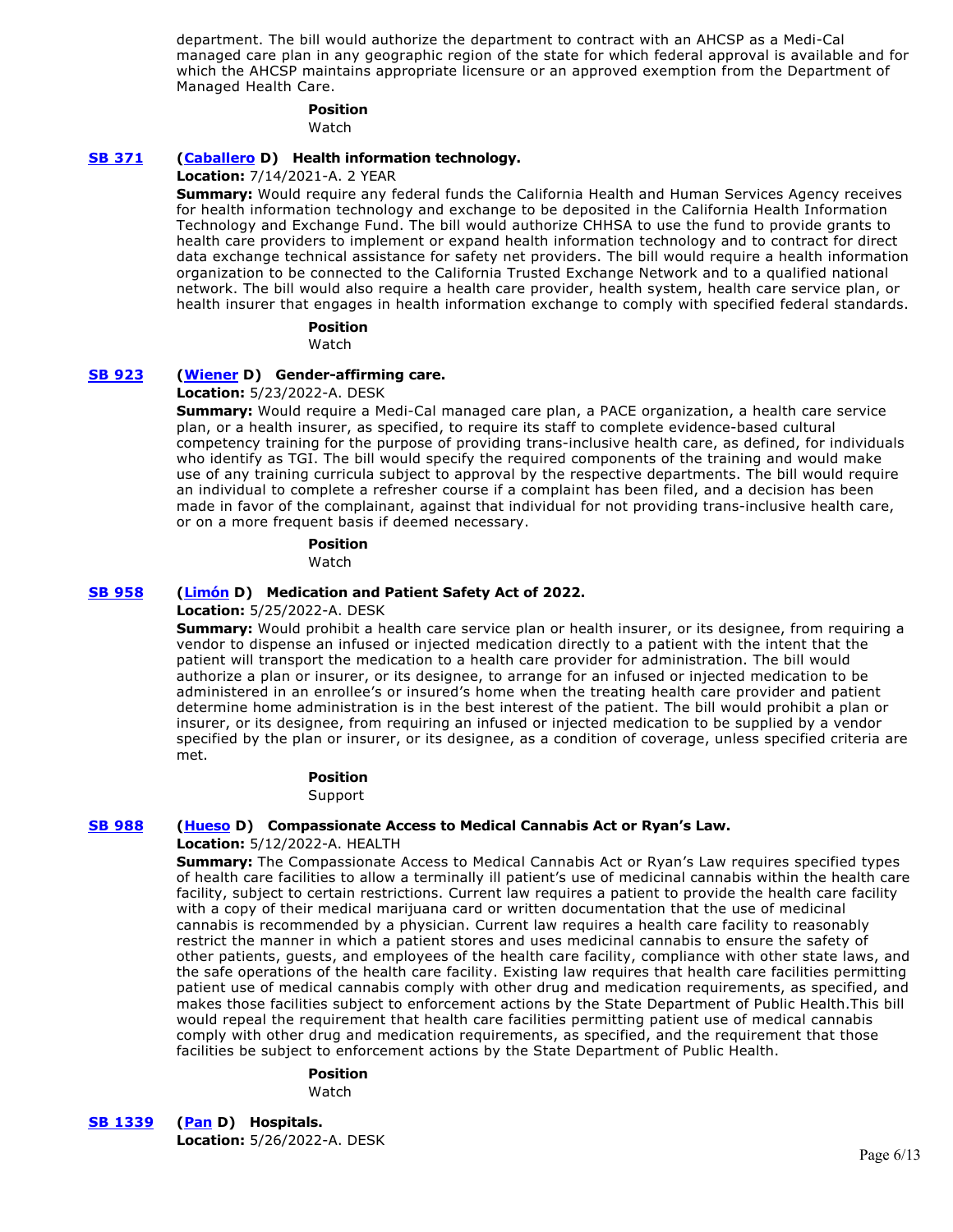department. The bill would authorize the department to contract with an AHCSP as a Medi-Cal managed care plan in any geographic region of the state for which federal approval is available and for which the AHCSP maintains appropriate licensure or an approved exemption from the Department of Managed Health Care.

**Position**
Watch

**SB 371** **(Caballero D) Health information technology.**

**Location:** 7/14/2021-A. 2 YEAR

**Summary:** Would require any federal funds the California Health and Human Services Agency receives for health information technology and exchange to be deposited in the California Health Information Technology and Exchange Fund. The bill would authorize CHHSA to use the fund to provide grants to health care providers to implement or expand health information technology and to contract for direct data exchange technical assistance for safety net providers. The bill would require a health information organization to be connected to the California Trusted Exchange Network and to a qualified national network. The bill would also require a health care provider, health system, health care service plan, or health insurer that engages in health information exchange to comply with specified federal standards.

**Position**
Watch

**SB 923** **(Wiener D) Gender-affirming care.**

**Location:** 5/23/2022-A. DESK

**Summary:** Would require a Medi-Cal managed care plan, a PACE organization, a health care service plan, or a health insurer, as specified, to require its staff to complete evidence-based cultural competency training for the purpose of providing trans-inclusive health care, as defined, for individuals who identify as TGI. The bill would specify the required components of the training and would make use of any training curricula subject to approval by the respective departments. The bill would require an individual to complete a refresher course if a complaint has been filed, and a decision has been made in favor of the complainant, against that individual for not providing trans-inclusive health care, or on a more frequent basis if deemed necessary.

**Position**
Watch

**SB 958** **(Limón D) Medication and Patient Safety Act of 2022.**

**Location:** 5/25/2022-A. DESK

**Summary:** Would prohibit a health care service plan or health insurer, or its designee, from requiring a vendor to dispense an infused or injected medication directly to a patient with the intent that the patient will transport the medication to a health care provider for administration. The bill would authorize a plan or insurer, or its designee, to arrange for an infused or injected medication to be administered in an enrollee's or insured's home when the treating health care provider and patient determine home administration is in the best interest of the patient. The bill would prohibit a plan or insurer, or its designee, from requiring an infused or injected medication to be supplied by a vendor specified by the plan or insurer, or its designee, as a condition of coverage, unless specified criteria are met.

**Position**
Support

**SB 988** **(Hueso D) Compassionate Access to Medical Cannabis Act or Ryan's Law.**

**Location:** 5/12/2022-A. HEALTH

**Summary:** The Compassionate Access to Medical Cannabis Act or Ryan's Law requires specified types of health care facilities to allow a terminally ill patient's use of medicinal cannabis within the health care facility, subject to certain restrictions. Current law requires a patient to provide the health care facility with a copy of their medical marijuana card or written documentation that the use of medicinal cannabis is recommended by a physician. Current law requires a health care facility to reasonably restrict the manner in which a patient stores and uses medicinal cannabis to ensure the safety of other patients, guests, and employees of the health care facility, compliance with other state laws, and the safe operations of the health care facility. Existing law requires that health care facilities permitting patient use of medical cannabis comply with other drug and medication requirements, as specified, and makes those facilities subject to enforcement actions by the State Department of Public Health.This bill would repeal the requirement that health care facilities permitting patient use of medical cannabis comply with other drug and medication requirements, as specified, and the requirement that those facilities be subject to enforcement actions by the State Department of Public Health.

**Position**
Watch

**SB 1339** **(Pan D) Hospitals.**

**Location:** 5/26/2022-A. DESK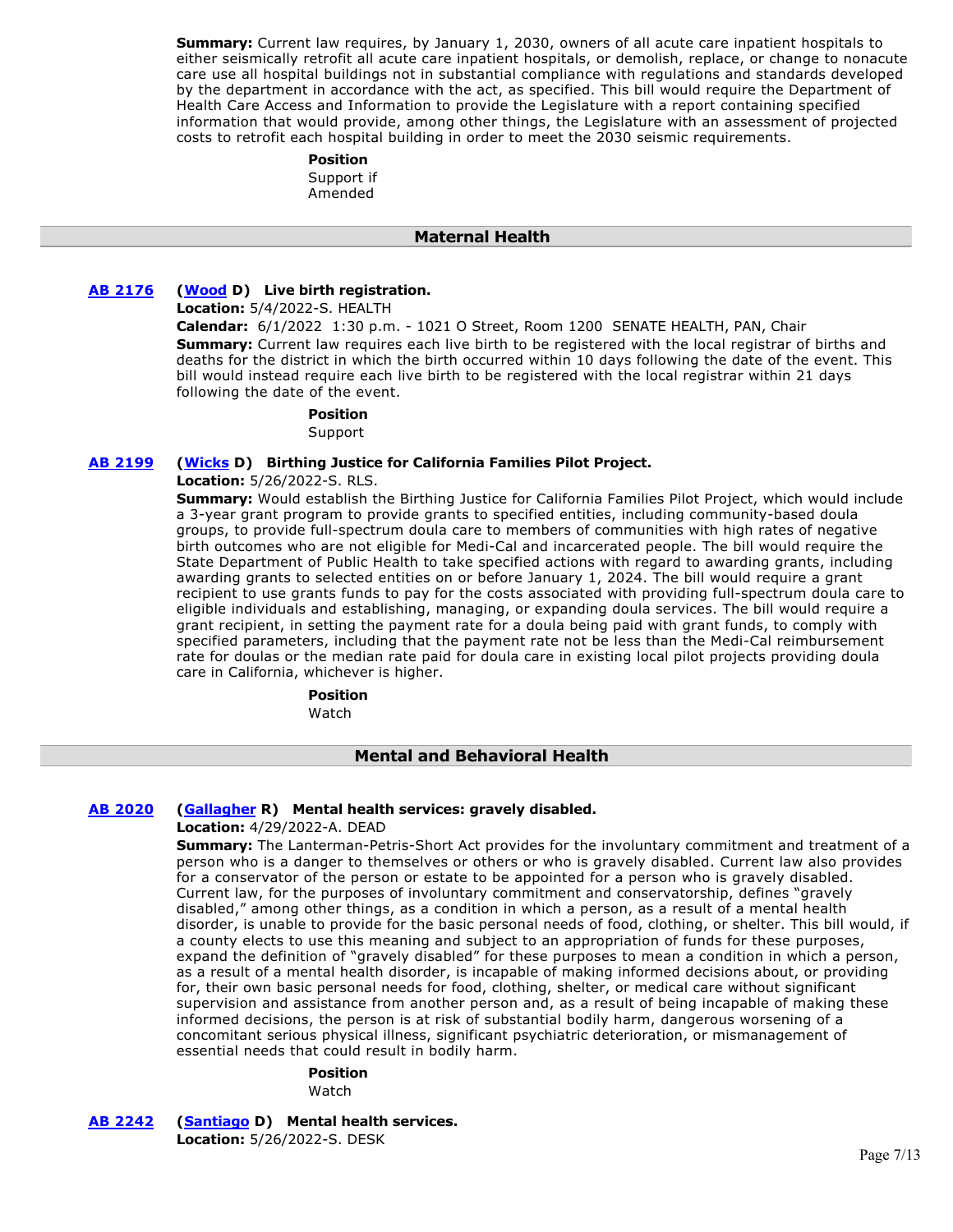**Summary:** Current law requires, by January 1, 2030, owners of all acute care inpatient hospitals to either seismically retrofit all acute care inpatient hospitals, or demolish, replace, or change to nonacute care use all hospital buildings not in substantial compliance with regulations and standards developed by the department in accordance with the act, as specified. This bill would require the Department of Health Care Access and Information to provide the Legislature with a report containing specified information that would provide, among other things, the Legislature with an assessment of projected costs to retrofit each hospital building in order to meet the 2030 seismic requirements.

**Position**
Support if Amended

## Maternal Health

**AB 2176** **(Wood D) Live birth registration.**
**Location:** 5/4/2022-S. HEALTH
**Calendar:** 6/1/2022 1:30 p.m. - 1021 O Street, Room 1200 SENATE HEALTH, PAN, Chair
**Summary:** Current law requires each live birth to be registered with the local registrar of births and deaths for the district in which the birth occurred within 10 days following the date of the event. This bill would instead require each live birth to be registered with the local registrar within 21 days following the date of the event.

**Position**
Support

**AB 2199** **(Wicks D) Birthing Justice for California Families Pilot Project.**
**Location:** 5/26/2022-S. RLS.
**Summary:** Would establish the Birthing Justice for California Families Pilot Project, which would include a 3-year grant program to provide grants to specified entities, including community-based doula groups, to provide full-spectrum doula care to members of communities with high rates of negative birth outcomes who are not eligible for Medi-Cal and incarcerated people. The bill would require the State Department of Public Health to take specified actions with regard to awarding grants, including awarding grants to selected entities on or before January 1, 2024. The bill would require a grant recipient to use grants funds to pay for the costs associated with providing full-spectrum doula care to eligible individuals and establishing, managing, or expanding doula services. The bill would require a grant recipient, in setting the payment rate for a doula being paid with grant funds, to comply with specified parameters, including that the payment rate not be less than the Medi-Cal reimbursement rate for doulas or the median rate paid for doula care in existing local pilot projects providing doula care in California, whichever is higher.

**Position**
Watch

## Mental and Behavioral Health

**AB 2020** **(Gallagher R) Mental health services: gravely disabled.**
**Location:** 4/29/2022-A. DEAD
**Summary:** The Lanterman-Petris-Short Act provides for the involuntary commitment and treatment of a person who is a danger to themselves or others or who is gravely disabled. Current law also provides for a conservator of the person or estate to be appointed for a person who is gravely disabled. Current law, for the purposes of involuntary commitment and conservatorship, defines "gravely disabled," among other things, as a condition in which a person, as a result of a mental health disorder, is unable to provide for the basic personal needs of food, clothing, or shelter. This bill would, if a county elects to use this meaning and subject to an appropriation of funds for these purposes, expand the definition of "gravely disabled" for these purposes to mean a condition in which a person, as a result of a mental health disorder, is incapable of making informed decisions about, or providing for, their own basic personal needs for food, clothing, shelter, or medical care without significant supervision and assistance from another person and, as a result of being incapable of making these informed decisions, the person is at risk of substantial bodily harm, dangerous worsening of a concomitant serious physical illness, significant psychiatric deterioration, or mismanagement of essential needs that could result in bodily harm.

**Position**
Watch

**AB 2242** **(Santiago D) Mental health services.**
**Location:** 5/26/2022-S. DESK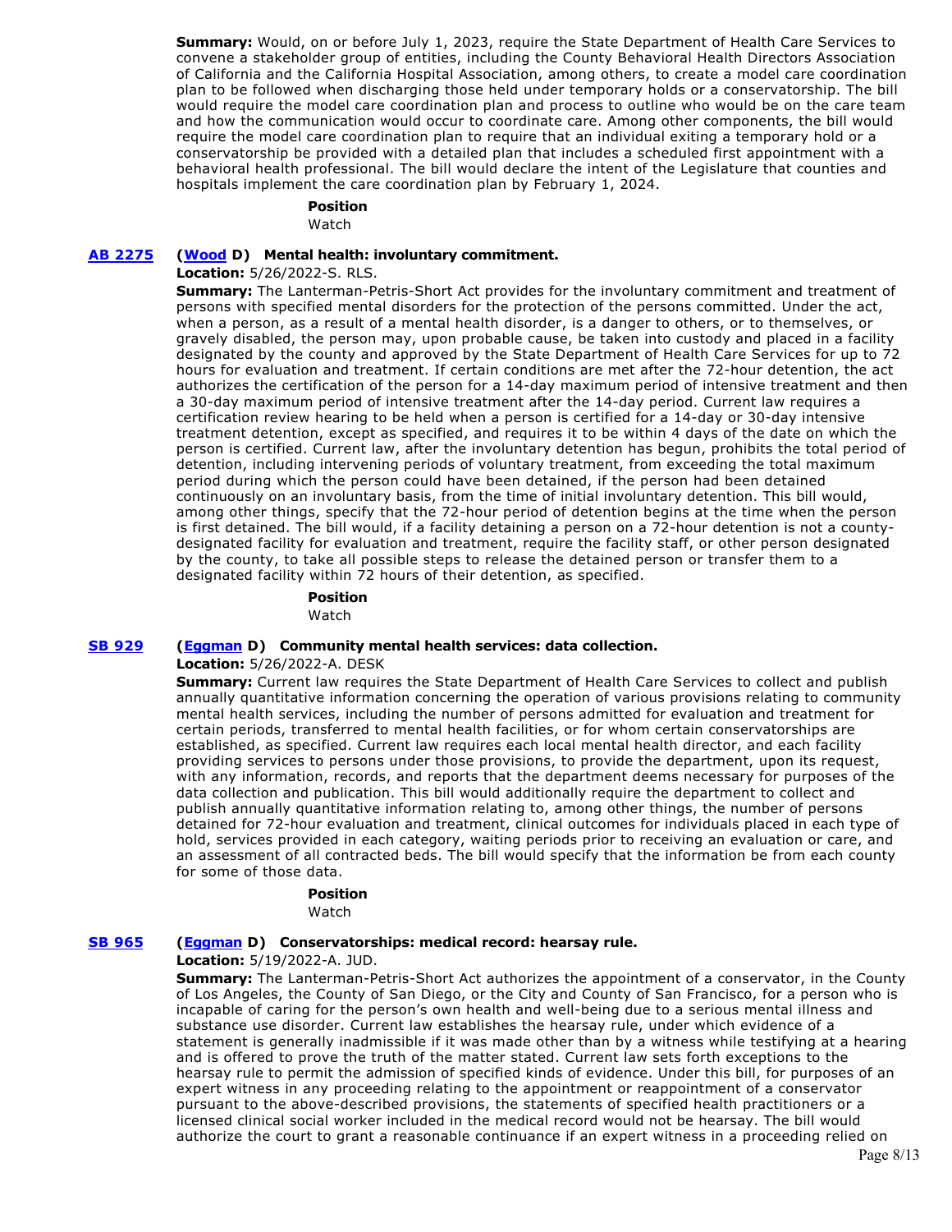**Summary:** Would, on or before July 1, 2023, require the State Department of Health Care Services to convene a stakeholder group of entities, including the County Behavioral Health Directors Association of California and the California Hospital Association, among others, to create a model care coordination plan to be followed when discharging those held under temporary holds or a conservatorship. The bill would require the model care coordination plan and process to outline who would be on the care team and how the communication would occur to coordinate care. Among other components, the bill would require the model care coordination plan to require that an individual exiting a temporary hold or a conservatorship be provided with a detailed plan that includes a scheduled first appointment with a behavioral health professional. The bill would declare the intent of the Legislature that counties and hospitals implement the care coordination plan by February 1, 2024.

**Position**

Watch

**AB 2275** **(Wood D) Mental health: involuntary commitment.**

**Location:** 5/26/2022-S. RLS.

**Summary:** The Lanterman-Petris-Short Act provides for the involuntary commitment and treatment of persons with specified mental disorders for the protection of the persons committed. Under the act, when a person, as a result of a mental health disorder, is a danger to others, or to themselves, or gravely disabled, the person may, upon probable cause, be taken into custody and placed in a facility designated by the county and approved by the State Department of Health Care Services for up to 72 hours for evaluation and treatment. If certain conditions are met after the 72-hour detention, the act authorizes the certification of the person for a 14-day maximum period of intensive treatment and then a 30-day maximum period of intensive treatment after the 14-day period. Current law requires a certification review hearing to be held when a person is certified for a 14-day or 30-day intensive treatment detention, except as specified, and requires it to be within 4 days of the date on which the person is certified. Current law, after the involuntary detention has begun, prohibits the total period of detention, including intervening periods of voluntary treatment, from exceeding the total maximum period during which the person could have been detained, if the person had been detained continuously on an involuntary basis, from the time of initial involuntary detention. This bill would, among other things, specify that the 72-hour period of detention begins at the time when the person is first detained. The bill would, if a facility detaining a person on a 72-hour detention is not a county-designated facility for evaluation and treatment, require the facility staff, or other person designated by the county, to take all possible steps to release the detained person or transfer them to a designated facility within 72 hours of their detention, as specified.

**Position**

Watch

**SB 929** **(Eggman D) Community mental health services: data collection.**

**Location:** 5/26/2022-A. DESK

**Summary:** Current law requires the State Department of Health Care Services to collect and publish annually quantitative information concerning the operation of various provisions relating to community mental health services, including the number of persons admitted for evaluation and treatment for certain periods, transferred to mental health facilities, or for whom certain conservatorships are established, as specified. Current law requires each local mental health director, and each facility providing services to persons under those provisions, to provide the department, upon its request, with any information, records, and reports that the department deems necessary for purposes of the data collection and publication. This bill would additionally require the department to collect and publish annually quantitative information relating to, among other things, the number of persons detained for 72-hour evaluation and treatment, clinical outcomes for individuals placed in each type of hold, services provided in each category, waiting periods prior to receiving an evaluation or care, and an assessment of all contracted beds. The bill would specify that the information be from each county for some of those data.

**Position**

Watch

**SB 965** **(Eggman D) Conservatorships: medical record: hearsay rule.**

**Location:** 5/19/2022-A. JUD.

**Summary:** The Lanterman-Petris-Short Act authorizes the appointment of a conservator, in the County of Los Angeles, the County of San Diego, or the City and County of San Francisco, for a person who is incapable of caring for the person's own health and well-being due to a serious mental illness and substance use disorder. Current law establishes the hearsay rule, under which evidence of a statement is generally inadmissible if it was made other than by a witness while testifying at a hearing and is offered to prove the truth of the matter stated. Current law sets forth exceptions to the hearsay rule to permit the admission of specified kinds of evidence. Under this bill, for purposes of an expert witness in any proceeding relating to the appointment or reappointment of a conservator pursuant to the above-described provisions, the statements of specified health practitioners or a licensed clinical social worker included in the medical record would not be hearsay. The bill would authorize the court to grant a reasonable continuance if an expert witness in a proceeding relied on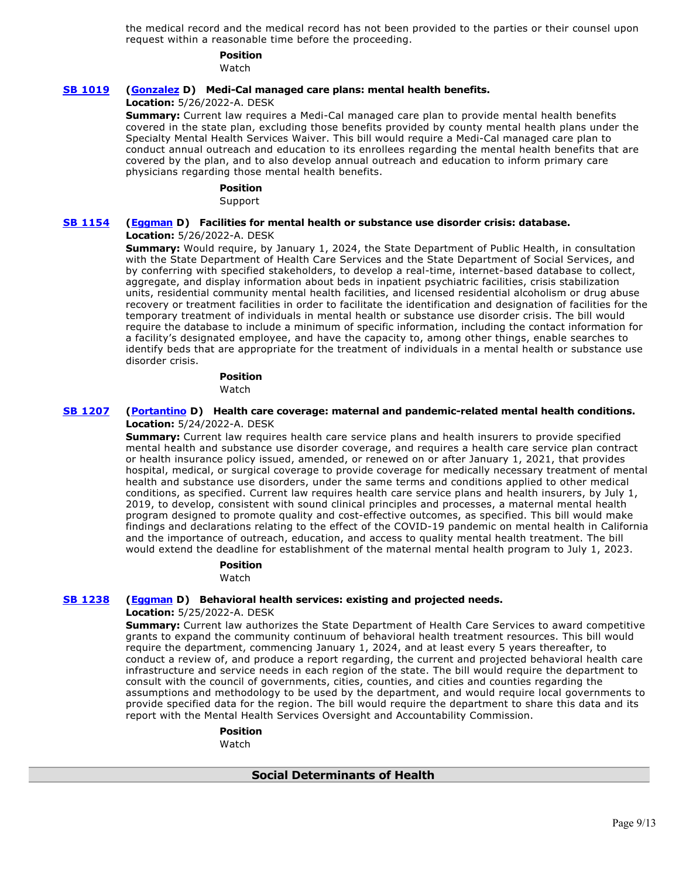the medical record and the medical record has not been provided to the parties or their counsel upon request within a reasonable time before the proceeding.

**Position**
Watch

**SB 1019** (**Gonzalez** D) **Medi-Cal managed care plans: mental health benefits.**
**Location:** 5/26/2022-A. DESK
**Summary:** Current law requires a Medi-Cal managed care plan to provide mental health benefits covered in the state plan, excluding those benefits provided by county mental health plans under the Specialty Mental Health Services Waiver. This bill would require a Medi-Cal managed care plan to conduct annual outreach and education to its enrollees regarding the mental health benefits that are covered by the plan, and to also develop annual outreach and education to inform primary care physicians regarding those mental health benefits.

**Position**
Support

**SB 1154** (**Eggman** D) **Facilities for mental health or substance use disorder crisis: database.**
**Location:** 5/26/2022-A. DESK
**Summary:** Would require, by January 1, 2024, the State Department of Public Health, in consultation with the State Department of Health Care Services and the State Department of Social Services, and by conferring with specified stakeholders, to develop a real-time, internet-based database to collect, aggregate, and display information about beds in inpatient psychiatric facilities, crisis stabilization units, residential community mental health facilities, and licensed residential alcoholism or drug abuse recovery or treatment facilities in order to facilitate the identification and designation of facilities for the temporary treatment of individuals in mental health or substance use disorder crisis. The bill would require the database to include a minimum of specific information, including the contact information for a facility's designated employee, and have the capacity to, among other things, enable searches to identify beds that are appropriate for the treatment of individuals in a mental health or substance use disorder crisis.

**Position**
Watch

**SB 1207** (**Portantino** D) **Health care coverage: maternal and pandemic-related mental health conditions.**
**Location:** 5/24/2022-A. DESK
**Summary:** Current law requires health care service plans and health insurers to provide specified mental health and substance use disorder coverage, and requires a health care service plan contract or health insurance policy issued, amended, or renewed on or after January 1, 2021, that provides hospital, medical, or surgical coverage to provide coverage for medically necessary treatment of mental health and substance use disorders, under the same terms and conditions applied to other medical conditions, as specified. Current law requires health care service plans and health insurers, by July 1, 2019, to develop, consistent with sound clinical principles and processes, a maternal mental health program designed to promote quality and cost-effective outcomes, as specified. This bill would make findings and declarations relating to the effect of the COVID-19 pandemic on mental health in California and the importance of outreach, education, and access to quality mental health treatment. The bill would extend the deadline for establishment of the maternal mental health program to July 1, 2023.

**Position**
Watch

**SB 1238** (**Eggman** D) **Behavioral health services: existing and projected needs.**
**Location:** 5/25/2022-A. DESK
**Summary:** Current law authorizes the State Department of Health Care Services to award competitive grants to expand the community continuum of behavioral health treatment resources. This bill would require the department, commencing January 1, 2024, and at least every 5 years thereafter, to conduct a review of, and produce a report regarding, the current and projected behavioral health care infrastructure and service needs in each region of the state. The bill would require the department to consult with the council of governments, cities, counties, and cities and counties regarding the assumptions and methodology to be used by the department, and would require local governments to provide specified data for the region. The bill would require the department to share this data and its report with the Mental Health Services Oversight and Accountability Commission.

**Position**
Watch

## Social Determinants of Health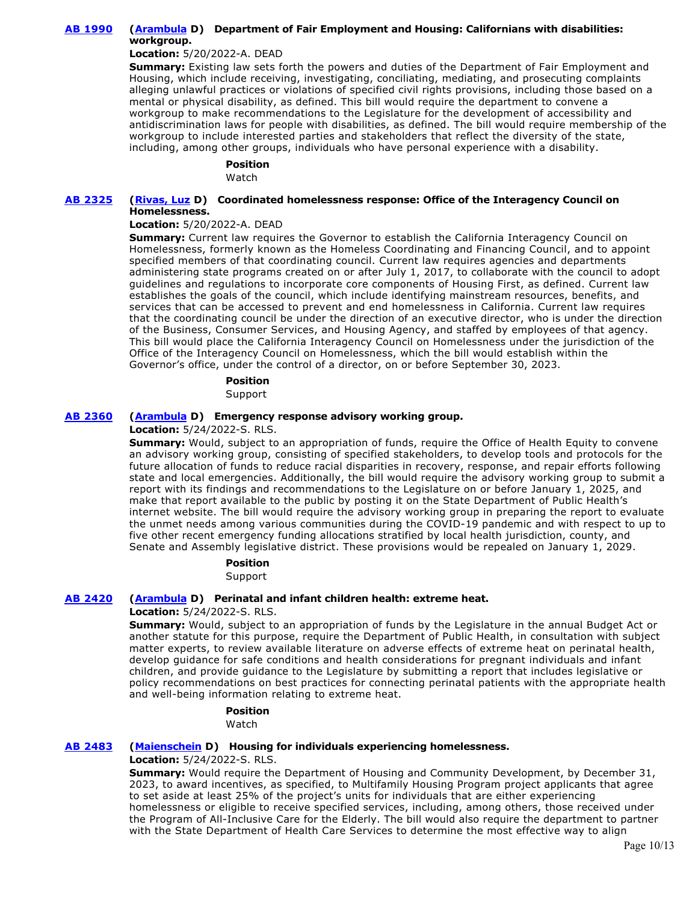**AB 1990** **(Arambula D) Department of Fair Employment and Housing: Californians with disabilities: workgroup.**

**Location:** 5/20/2022-A. DEAD

**Summary:** Existing law sets forth the powers and duties of the Department of Fair Employment and Housing, which include receiving, investigating, conciliating, mediating, and prosecuting complaints alleging unlawful practices or violations of specified civil rights provisions, including those based on a mental or physical disability, as defined. This bill would require the department to convene a workgroup to make recommendations to the Legislature for the development of accessibility and antidiscrimination laws for people with disabilities, as defined. The bill would require membership of the workgroup to include interested parties and stakeholders that reflect the diversity of the state, including, among other groups, individuals who have personal experience with a disability.

**Position**

Watch

**AB 2325** **(Rivas, Luz D) Coordinated homelessness response: Office of the Interagency Council on Homelessness.**

**Location:** 5/20/2022-A. DEAD

**Summary:** Current law requires the Governor to establish the California Interagency Council on Homelessness, formerly known as the Homeless Coordinating and Financing Council, and to appoint specified members of that coordinating council. Current law requires agencies and departments administering state programs created on or after July 1, 2017, to collaborate with the council to adopt guidelines and regulations to incorporate core components of Housing First, as defined. Current law establishes the goals of the council, which include identifying mainstream resources, benefits, and services that can be accessed to prevent and end homelessness in California. Current law requires that the coordinating council be under the direction of an executive director, who is under the direction of the Business, Consumer Services, and Housing Agency, and staffed by employees of that agency. This bill would place the California Interagency Council on Homelessness under the jurisdiction of the Office of the Interagency Council on Homelessness, which the bill would establish within the Governor's office, under the control of a director, on or before September 30, 2023.

**Position**

Support

**AB 2360** **(Arambula D) Emergency response advisory working group.**

**Location:** 5/24/2022-S. RLS.

**Summary:** Would, subject to an appropriation of funds, require the Office of Health Equity to convene an advisory working group, consisting of specified stakeholders, to develop tools and protocols for the future allocation of funds to reduce racial disparities in recovery, response, and repair efforts following state and local emergencies. Additionally, the bill would require the advisory working group to submit a report with its findings and recommendations to the Legislature on or before January 1, 2025, and make that report available to the public by posting it on the State Department of Public Health's internet website. The bill would require the advisory working group in preparing the report to evaluate the unmet needs among various communities during the COVID-19 pandemic and with respect to up to five other recent emergency funding allocations stratified by local health jurisdiction, county, and Senate and Assembly legislative district. These provisions would be repealed on January 1, 2029.

**Position**

Support

**AB 2420** **(Arambula D) Perinatal and infant children health: extreme heat.**

**Location:** 5/24/2022-S. RLS.

**Summary:** Would, subject to an appropriation of funds by the Legislature in the annual Budget Act or another statute for this purpose, require the Department of Public Health, in consultation with subject matter experts, to review available literature on adverse effects of extreme heat on perinatal health, develop guidance for safe conditions and health considerations for pregnant individuals and infant children, and provide guidance to the Legislature by submitting a report that includes legislative or policy recommendations on best practices for connecting perinatal patients with the appropriate health and well-being information relating to extreme heat.

**Position**

Watch

**AB 2483** **(Maienschein D) Housing for individuals experiencing homelessness.**

**Location:** 5/24/2022-S. RLS.

**Summary:** Would require the Department of Housing and Community Development, by December 31, 2023, to award incentives, as specified, to Multifamily Housing Program project applicants that agree to set aside at least 25% of the project's units for individuals that are either experiencing homelessness or eligible to receive specified services, including, among others, those received under the Program of All-Inclusive Care for the Elderly. The bill would also require the department to partner with the State Department of Health Care Services to determine the most effective way to align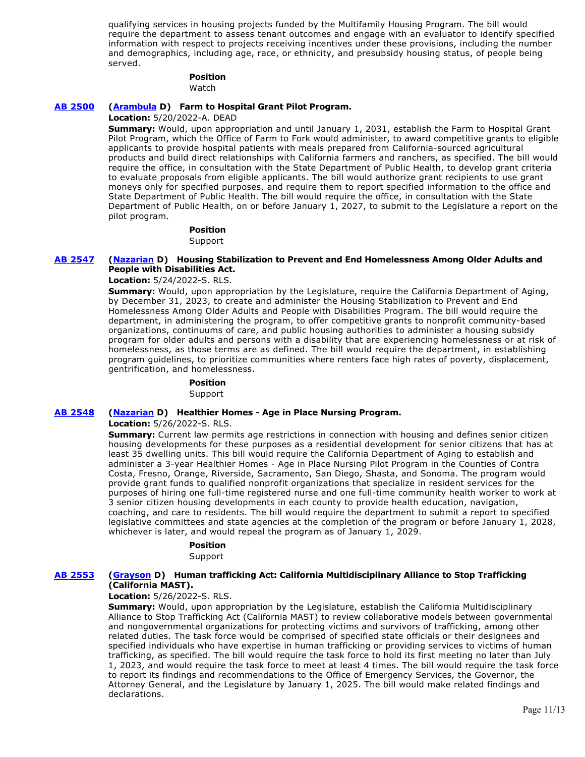qualifying services in housing projects funded by the Multifamily Housing Program. The bill would require the department to assess tenant outcomes and engage with an evaluator to identify specified information with respect to projects receiving incentives under these provisions, including the number and demographics, including age, race, or ethnicity, and presubsidy housing status, of people being served.

**Position**

Watch

**AB 2500** **(Arambula D) Farm to Hospital Grant Pilot Program.**

**Location:** 5/20/2022-A. DEAD

**Summary:** Would, upon appropriation and until January 1, 2031, establish the Farm to Hospital Grant Pilot Program, which the Office of Farm to Fork would administer, to award competitive grants to eligible applicants to provide hospital patients with meals prepared from California-sourced agricultural products and build direct relationships with California farmers and ranchers, as specified. The bill would require the office, in consultation with the State Department of Public Health, to develop grant criteria to evaluate proposals from eligible applicants. The bill would authorize grant recipients to use grant moneys only for specified purposes, and require them to report specified information to the office and State Department of Public Health. The bill would require the office, in consultation with the State Department of Public Health, on or before January 1, 2027, to submit to the Legislature a report on the pilot program.

**Position**

Support

**AB 2547** **(Nazarian D) Housing Stabilization to Prevent and End Homelessness Among Older Adults and People with Disabilities Act.**

**Location:** 5/24/2022-S. RLS.

**Summary:** Would, upon appropriation by the Legislature, require the California Department of Aging, by December 31, 2023, to create and administer the Housing Stabilization to Prevent and End Homelessness Among Older Adults and People with Disabilities Program. The bill would require the department, in administering the program, to offer competitive grants to nonprofit community-based organizations, continuums of care, and public housing authorities to administer a housing subsidy program for older adults and persons with a disability that are experiencing homelessness or at risk of homelessness, as those terms are as defined. The bill would require the department, in establishing program guidelines, to prioritize communities where renters face high rates of poverty, displacement, gentrification, and homelessness.

**Position**

Support

**AB 2548** **(Nazarian D) Healthier Homes - Age in Place Nursing Program.**

**Location:** 5/26/2022-S. RLS.

**Summary:** Current law permits age restrictions in connection with housing and defines senior citizen housing developments for these purposes as a residential development for senior citizens that has at least 35 dwelling units. This bill would require the California Department of Aging to establish and administer a 3-year Healthier Homes - Age in Place Nursing Pilot Program in the Counties of Contra Costa, Fresno, Orange, Riverside, Sacramento, San Diego, Shasta, and Sonoma. The program would provide grant funds to qualified nonprofit organizations that specialize in resident services for the purposes of hiring one full-time registered nurse and one full-time community health worker to work at 3 senior citizen housing developments in each county to provide health education, navigation, coaching, and care to residents. The bill would require the department to submit a report to specified legislative committees and state agencies at the completion of the program or before January 1, 2028, whichever is later, and would repeal the program as of January 1, 2029.

**Position**

Support

**AB 2553** **(Grayson D) Human trafficking Act: California Multidisciplinary Alliance to Stop Trafficking (California MAST).**

**Location:** 5/26/2022-S. RLS.

**Summary:** Would, upon appropriation by the Legislature, establish the California Multidisciplinary Alliance to Stop Trafficking Act (California MAST) to review collaborative models between governmental and nongovernmental organizations for protecting victims and survivors of trafficking, among other related duties. The task force would be comprised of specified state officials or their designees and specified individuals who have expertise in human trafficking or providing services to victims of human trafficking, as specified. The bill would require the task force to hold its first meeting no later than July 1, 2023, and would require the task force to meet at least 4 times. The bill would require the task force to report its findings and recommendations to the Office of Emergency Services, the Governor, the Attorney General, and the Legislature by January 1, 2025. The bill would make related findings and declarations.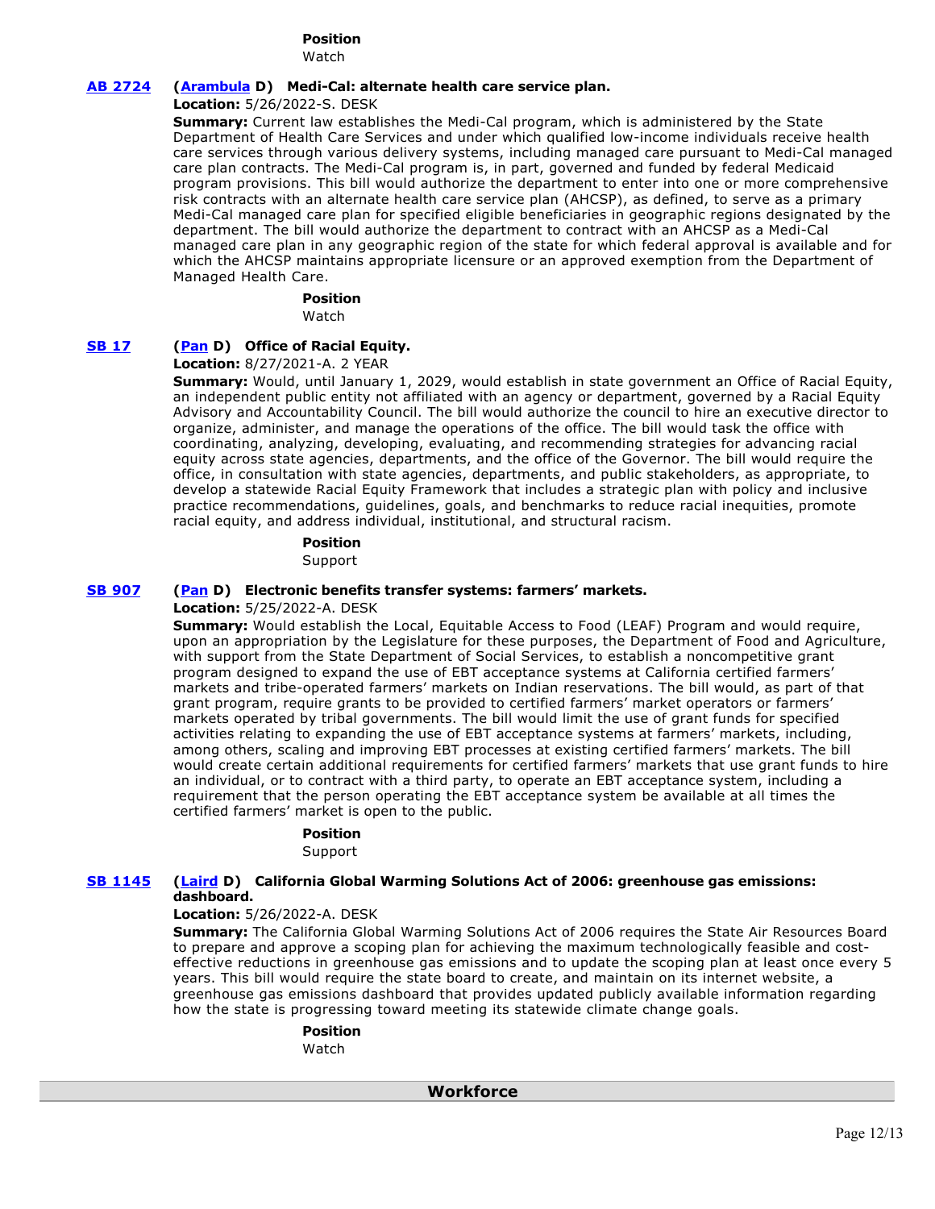**Position**
Watch

**AB 2724** **(Arambula D) Medi-Cal: alternate health care service plan.**

**Location:** 5/26/2022-S. DESK

**Summary:** Current law establishes the Medi-Cal program, which is administered by the State Department of Health Care Services and under which qualified low-income individuals receive health care services through various delivery systems, including managed care pursuant to Medi-Cal managed care plan contracts. The Medi-Cal program is, in part, governed and funded by federal Medicaid program provisions. This bill would authorize the department to enter into one or more comprehensive risk contracts with an alternate health care service plan (AHCSP), as defined, to serve as a primary Medi-Cal managed care plan for specified eligible beneficiaries in geographic regions designated by the department. The bill would authorize the department to contract with an AHCSP as a Medi-Cal managed care plan in any geographic region of the state for which federal approval is available and for which the AHCSP maintains appropriate licensure or an approved exemption from the Department of Managed Health Care.

**Position**
Watch

**SB 17** **(Pan D) Office of Racial Equity.**

**Location:** 8/27/2021-A. 2 YEAR

**Summary:** Would, until January 1, 2029, would establish in state government an Office of Racial Equity, an independent public entity not affiliated with an agency or department, governed by a Racial Equity Advisory and Accountability Council. The bill would authorize the council to hire an executive director to organize, administer, and manage the operations of the office. The bill would task the office with coordinating, analyzing, developing, evaluating, and recommending strategies for advancing racial equity across state agencies, departments, and the office of the Governor. The bill would require the office, in consultation with state agencies, departments, and public stakeholders, as appropriate, to develop a statewide Racial Equity Framework that includes a strategic plan with policy and inclusive practice recommendations, guidelines, goals, and benchmarks to reduce racial inequities, promote racial equity, and address individual, institutional, and structural racism.

**Position**
Support

**SB 907** **(Pan D) Electronic benefits transfer systems: farmers' markets.**

**Location:** 5/25/2022-A. DESK

**Summary:** Would establish the Local, Equitable Access to Food (LEAF) Program and would require, upon an appropriation by the Legislature for these purposes, the Department of Food and Agriculture, with support from the State Department of Social Services, to establish a noncompetitive grant program designed to expand the use of EBT acceptance systems at California certified farmers' markets and tribe-operated farmers' markets on Indian reservations. The bill would, as part of that grant program, require grants to be provided to certified farmers' market operators or farmers' markets operated by tribal governments. The bill would limit the use of grant funds for specified activities relating to expanding the use of EBT acceptance systems at farmers' markets, including, among others, scaling and improving EBT processes at existing certified farmers' markets. The bill would create certain additional requirements for certified farmers' markets that use grant funds to hire an individual, or to contract with a third party, to operate an EBT acceptance system, including a requirement that the person operating the EBT acceptance system be available at all times the certified farmers' market is open to the public.

**Position**
Support

**SB 1145** **(Laird D) California Global Warming Solutions Act of 2006: greenhouse gas emissions: dashboard.**

**Location:** 5/26/2022-A. DESK

**Summary:** The California Global Warming Solutions Act of 2006 requires the State Air Resources Board to prepare and approve a scoping plan for achieving the maximum technologically feasible and cost-effective reductions in greenhouse gas emissions and to update the scoping plan at least once every 5 years. This bill would require the state board to create, and maintain on its internet website, a greenhouse gas emissions dashboard that provides updated publicly available information regarding how the state is progressing toward meeting its statewide climate change goals.

**Position**
Watch

## Workforce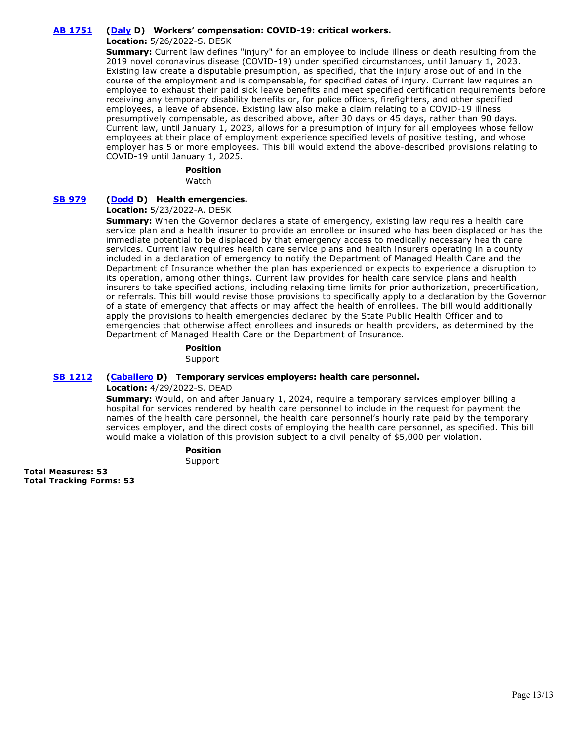**AB 1751** **(Daly D) Workers' compensation: COVID-19: critical workers.**

**Location:** 5/26/2022-S. DESK

**Summary:** Current law defines "injury" for an employee to include illness or death resulting from the 2019 novel coronavirus disease (COVID-19) under specified circumstances, until January 1, 2023. Existing law create a disputable presumption, as specified, that the injury arose out of and in the course of the employment and is compensable, for specified dates of injury. Current law requires an employee to exhaust their paid sick leave benefits and meet specified certification requirements before receiving any temporary disability benefits or, for police officers, firefighters, and other specified employees, a leave of absence. Existing law also make a claim relating to a COVID-19 illness presumptively compensable, as described above, after 30 days or 45 days, rather than 90 days. Current law, until January 1, 2023, allows for a presumption of injury for all employees whose fellow employees at their place of employment experience specified levels of positive testing, and whose employer has 5 or more employees. This bill would extend the above-described provisions relating to COVID-19 until January 1, 2025.

**Position**

Watch

**SB 979** **(Dodd D) Health emergencies.**

**Location:** 5/23/2022-A. DESK

**Summary:** When the Governor declares a state of emergency, existing law requires a health care service plan and a health insurer to provide an enrollee or insured who has been displaced or has the immediate potential to be displaced by that emergency access to medically necessary health care services. Current law requires health care service plans and health insurers operating in a county included in a declaration of emergency to notify the Department of Managed Health Care and the Department of Insurance whether the plan has experienced or expects to experience a disruption to its operation, among other things. Current law provides for health care service plans and health insurers to take specified actions, including relaxing time limits for prior authorization, precertification, or referrals. This bill would revise those provisions to specifically apply to a declaration by the Governor of a state of emergency that affects or may affect the health of enrollees. The bill would additionally apply the provisions to health emergencies declared by the State Public Health Officer and to emergencies that otherwise affect enrollees and insureds or health providers, as determined by the Department of Managed Health Care or the Department of Insurance.

**Position**

Support

**SB 1212** **(Caballero D) Temporary services employers: health care personnel.**

**Location:** 4/29/2022-S. DEAD

**Summary:** Would, on and after January 1, 2024, require a temporary services employer billing a hospital for services rendered by health care personnel to include in the request for payment the names of the health care personnel, the health care personnel's hourly rate paid by the temporary services employer, and the direct costs of employing the health care personnel, as specified. This bill would make a violation of this provision subject to a civil penalty of $5,000 per violation.

**Position**

Support

**Total Measures: 53**
**Total Tracking Forms: 53**